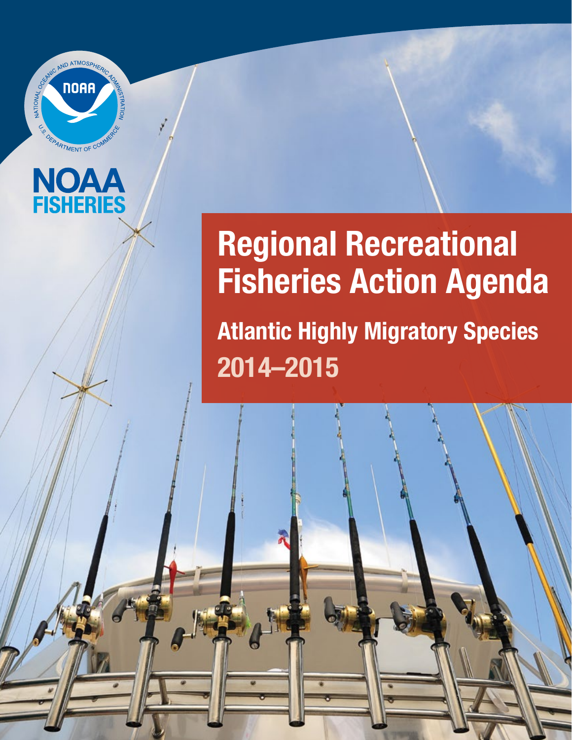NOAA FISHERIES

# Regional Recreational Fisheries Action Agenda

## Atlantic Highly Migratory Species

## 2014–2015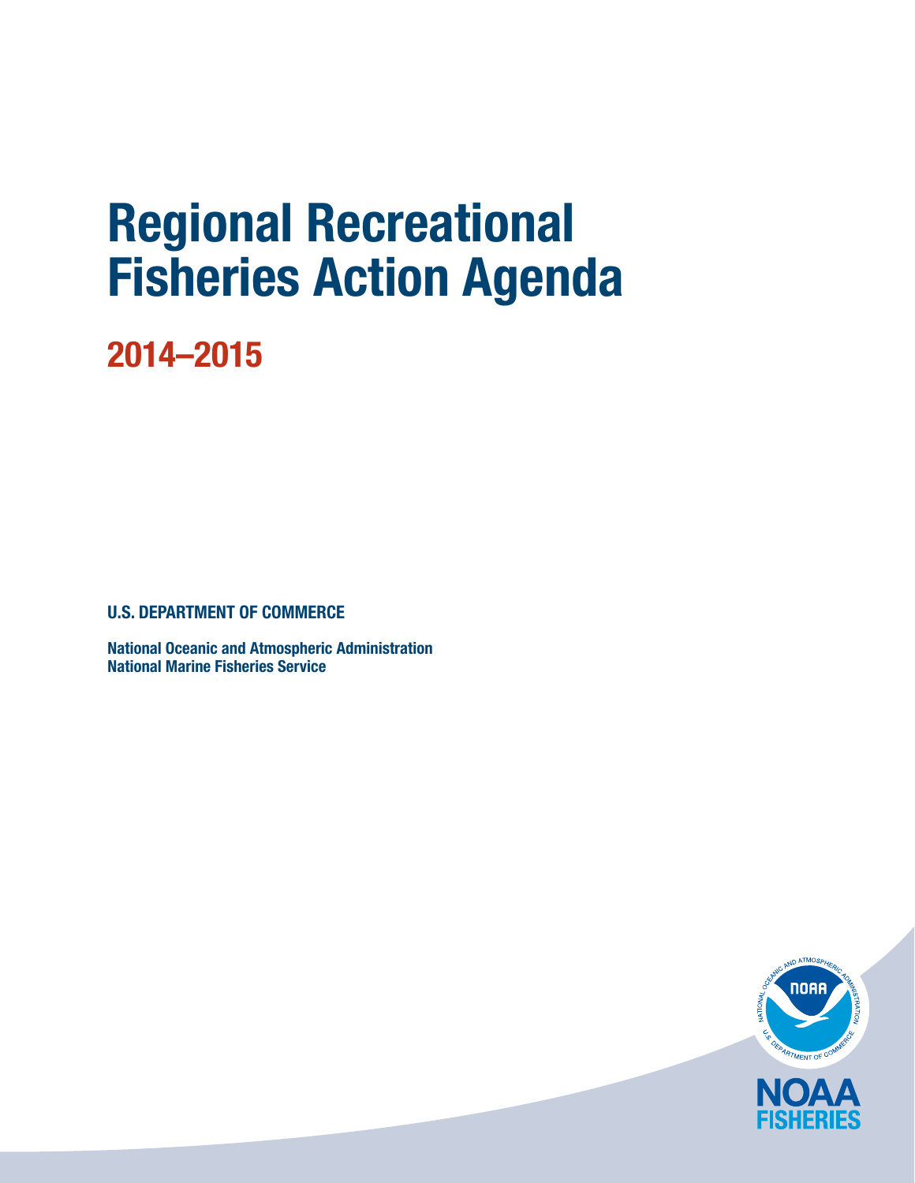# Regional Recreational Fisheries Action Agenda

## 2014–2015

**U.S. DEPARTMENT OF COMMERCE**

**National Oceanic and Atmospheric Administration**
**National Marine Fisheries Service**

NOAA FISHERIES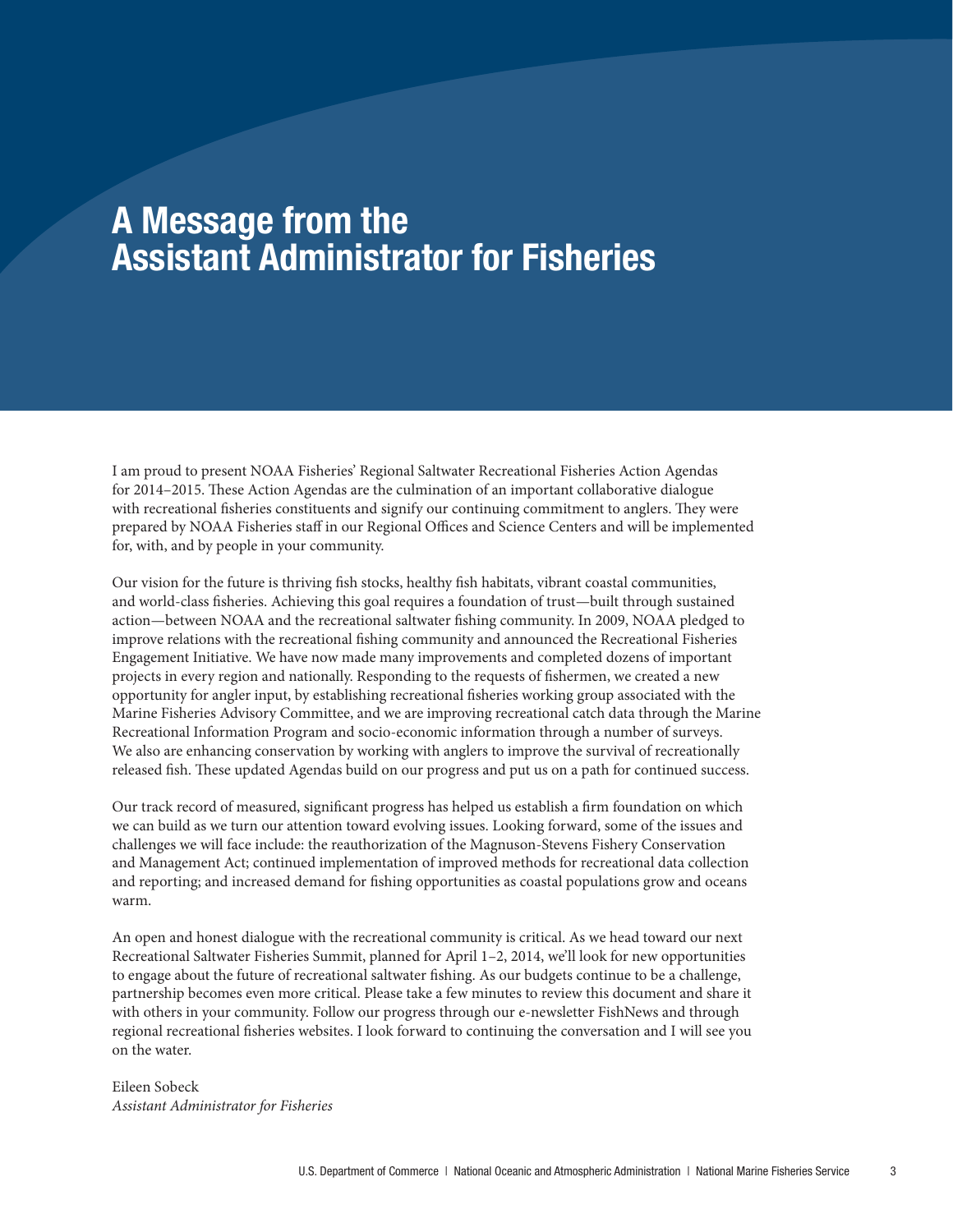# A Message from the Assistant Administrator for Fisheries

I am proud to present NOAA Fisheries' Regional Saltwater Recreational Fisheries Action Agendas for 2014–2015. These Action Agendas are the culmination of an important collaborative dialogue with recreational fisheries constituents and signify our continuing commitment to anglers. They were prepared by NOAA Fisheries staff in our Regional Offices and Science Centers and will be implemented for, with, and by people in your community.

Our vision for the future is thriving fish stocks, healthy fish habitats, vibrant coastal communities, and world-class fisheries. Achieving this goal requires a foundation of trust—built through sustained action—between NOAA and the recreational saltwater fishing community. In 2009, NOAA pledged to improve relations with the recreational fishing community and announced the Recreational Fisheries Engagement Initiative. We have now made many improvements and completed dozens of important projects in every region and nationally. Responding to the requests of fishermen, we created a new opportunity for angler input, by establishing recreational fisheries working group associated with the Marine Fisheries Advisory Committee, and we are improving recreational catch data through the Marine Recreational Information Program and socio-economic information through a number of surveys. We also are enhancing conservation by working with anglers to improve the survival of recreationally released fish. These updated Agendas build on our progress and put us on a path for continued success.

Our track record of measured, significant progress has helped us establish a firm foundation on which we can build as we turn our attention toward evolving issues. Looking forward, some of the issues and challenges we will face include: the reauthorization of the Magnuson-Stevens Fishery Conservation and Management Act; continued implementation of improved methods for recreational data collection and reporting; and increased demand for fishing opportunities as coastal populations grow and oceans warm.

An open and honest dialogue with the recreational community is critical. As we head toward our next Recreational Saltwater Fisheries Summit, planned for April 1–2, 2014, we'll look for new opportunities to engage about the future of recreational saltwater fishing. As our budgets continue to be a challenge, partnership becomes even more critical. Please take a few minutes to review this document and share it with others in your community. Follow our progress through our e-newsletter FishNews and through regional recreational fisheries websites. I look forward to continuing the conversation and I will see you on the water.

Eileen Sobeck
*Assistant Administrator for Fisheries*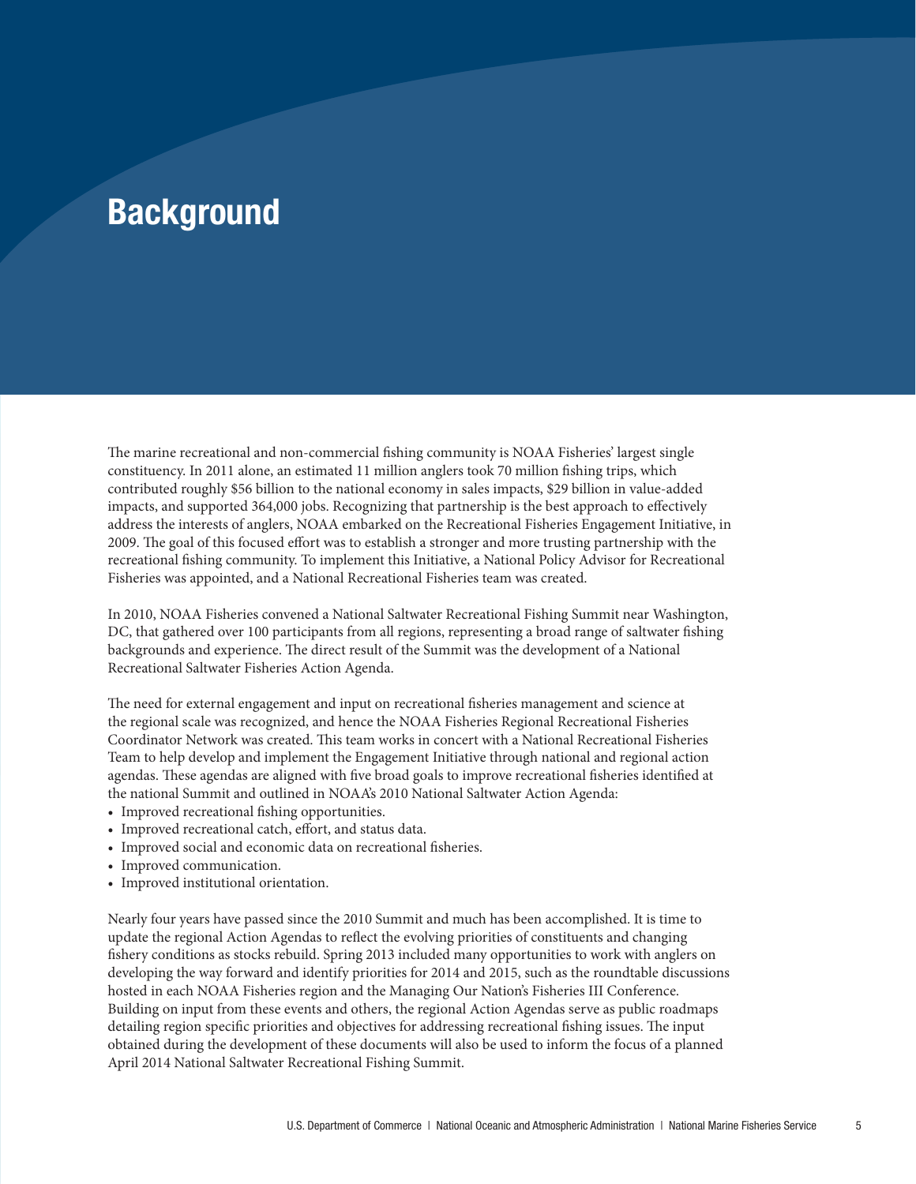# Background

The marine recreational and non-commercial fishing community is NOAA Fisheries' largest single constituency. In 2011 alone, an estimated 11 million anglers took 70 million fishing trips, which contributed roughly $56 billion to the national economy in sales impacts, $29 billion in value-added impacts, and supported 364,000 jobs. Recognizing that partnership is the best approach to effectively address the interests of anglers, NOAA embarked on the Recreational Fisheries Engagement Initiative, in 2009. The goal of this focused effort was to establish a stronger and more trusting partnership with the recreational fishing community. To implement this Initiative, a National Policy Advisor for Recreational Fisheries was appointed, and a National Recreational Fisheries team was created.

In 2010, NOAA Fisheries convened a National Saltwater Recreational Fishing Summit near Washington, DC, that gathered over 100 participants from all regions, representing a broad range of saltwater fishing backgrounds and experience. The direct result of the Summit was the development of a National Recreational Saltwater Fisheries Action Agenda.

The need for external engagement and input on recreational fisheries management and science at the regional scale was recognized, and hence the NOAA Fisheries Regional Recreational Fisheries Coordinator Network was created. This team works in concert with a National Recreational Fisheries Team to help develop and implement the Engagement Initiative through national and regional action agendas. These agendas are aligned with five broad goals to improve recreational fisheries identified at the national Summit and outlined in NOAA's 2010 National Saltwater Action Agenda:

- Improved recreational fishing opportunities.
- Improved recreational catch, effort, and status data.
- Improved social and economic data on recreational fisheries.
- Improved communication.
- Improved institutional orientation.

Nearly four years have passed since the 2010 Summit and much has been accomplished. It is time to update the regional Action Agendas to reflect the evolving priorities of constituents and changing fishery conditions as stocks rebuild. Spring 2013 included many opportunities to work with anglers on developing the way forward and identify priorities for 2014 and 2015, such as the roundtable discussions hosted in each NOAA Fisheries region and the Managing Our Nation's Fisheries III Conference. Building on input from these events and others, the regional Action Agendas serve as public roadmaps detailing region specific priorities and objectives for addressing recreational fishing issues. The input obtained during the development of these documents will also be used to inform the focus of a planned April 2014 National Saltwater Recreational Fishing Summit.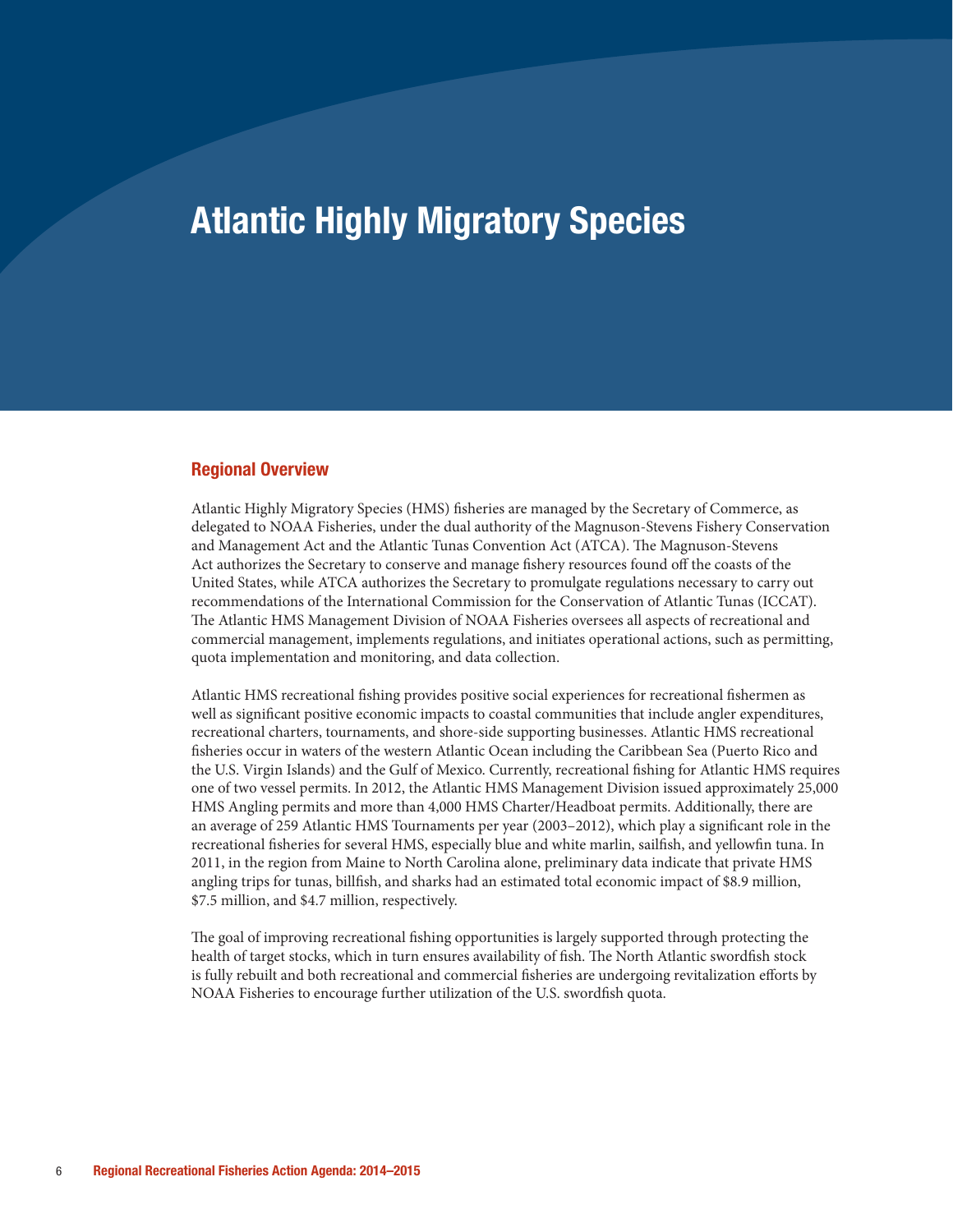# Atlantic Highly Migratory Species

## Regional Overview

Atlantic Highly Migratory Species (HMS) fisheries are managed by the Secretary of Commerce, as delegated to NOAA Fisheries, under the dual authority of the Magnuson-Stevens Fishery Conservation and Management Act and the Atlantic Tunas Convention Act (ATCA). The Magnuson-Stevens Act authorizes the Secretary to conserve and manage fishery resources found off the coasts of the United States, while ATCA authorizes the Secretary to promulgate regulations necessary to carry out recommendations of the International Commission for the Conservation of Atlantic Tunas (ICCAT). The Atlantic HMS Management Division of NOAA Fisheries oversees all aspects of recreational and commercial management, implements regulations, and initiates operational actions, such as permitting, quota implementation and monitoring, and data collection.

Atlantic HMS recreational fishing provides positive social experiences for recreational fishermen as well as significant positive economic impacts to coastal communities that include angler expenditures, recreational charters, tournaments, and shore-side supporting businesses. Atlantic HMS recreational fisheries occur in waters of the western Atlantic Ocean including the Caribbean Sea (Puerto Rico and the U.S. Virgin Islands) and the Gulf of Mexico. Currently, recreational fishing for Atlantic HMS requires one of two vessel permits. In 2012, the Atlantic HMS Management Division issued approximately 25,000 HMS Angling permits and more than 4,000 HMS Charter/Headboat permits. Additionally, there are an average of 259 Atlantic HMS Tournaments per year (2003–2012), which play a significant role in the recreational fisheries for several HMS, especially blue and white marlin, sailfish, and yellowfin tuna. In 2011, in the region from Maine to North Carolina alone, preliminary data indicate that private HMS angling trips for tunas, billfish, and sharks had an estimated total economic impact of $8.9 million, $7.5 million, and $4.7 million, respectively.

The goal of improving recreational fishing opportunities is largely supported through protecting the health of target stocks, which in turn ensures availability of fish. The North Atlantic swordfish stock is fully rebuilt and both recreational and commercial fisheries are undergoing revitalization efforts by NOAA Fisheries to encourage further utilization of the U.S. swordfish quota.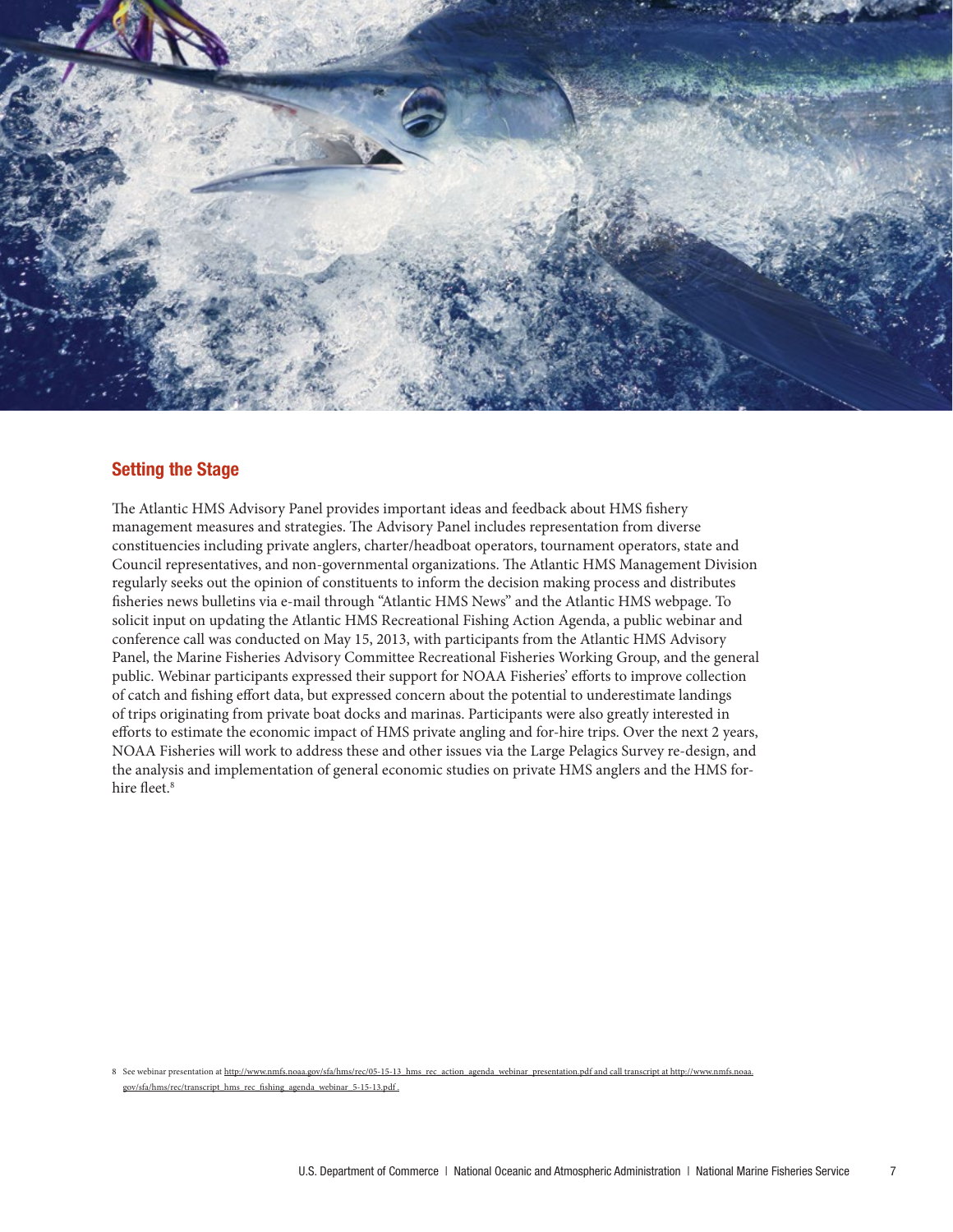## Setting the Stage

The Atlantic HMS Advisory Panel provides important ideas and feedback about HMS fishery management measures and strategies. The Advisory Panel includes representation from diverse constituencies including private anglers, charter/headboat operators, tournament operators, state and Council representatives, and non-governmental organizations. The Atlantic HMS Management Division regularly seeks out the opinion of constituents to inform the decision making process and distributes fisheries news bulletins via e-mail through "Atlantic HMS News" and the Atlantic HMS webpage. To solicit input on updating the Atlantic HMS Recreational Fishing Action Agenda, a public webinar and conference call was conducted on May 15, 2013, with participants from the Atlantic HMS Advisory Panel, the Marine Fisheries Advisory Committee Recreational Fisheries Working Group, and the general public. Webinar participants expressed their support for NOAA Fisheries' efforts to improve collection of catch and fishing effort data, but expressed concern about the potential to underestimate landings of trips originating from private boat docks and marinas. Participants were also greatly interested in efforts to estimate the economic impact of HMS private angling and for-hire trips. Over the next 2 years, NOAA Fisheries will work to address these and other issues via the Large Pelagics Survey re-design, and the analysis and implementation of general economic studies on private HMS anglers and the HMS for-hire fleet.[8]

8 See webinar presentation at http://www.nmfs.noaa.gov/sfa/hms/rec/05-15-13_hms_rec_action_agenda_webinar_presentation.pdf and call transcript at http://www.nmfs.noaa.gov/sfa/hms/rec/transcript_hms_rec_fishing_agenda_webinar_5-15-13.pdf .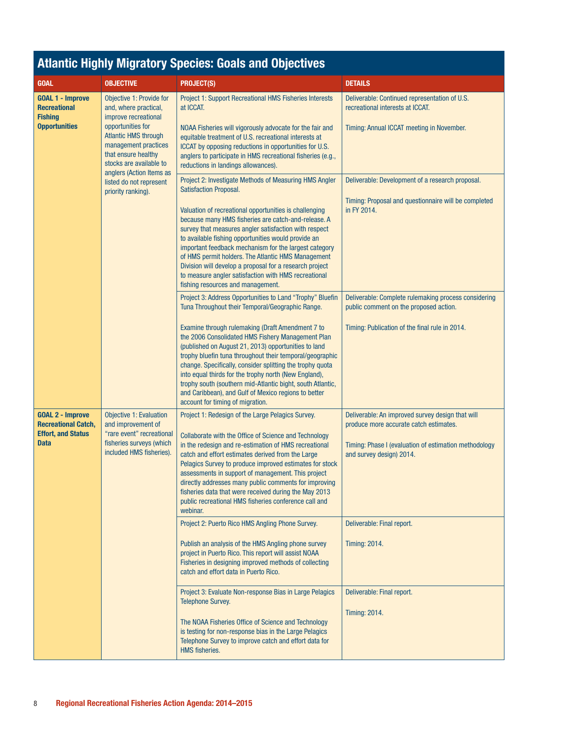## Atlantic Highly Migratory Species: Goals and Objectives

| GOAL | OBJECTIVE | PROJECT(S) | DETAILS |
|---|---|---|---|
| **GOAL 1 - Improve Recreational Fishing Opportunities** | Objective 1: Provide for and, where practical, improve recreational opportunities for Atlantic HMS through management practices that ensure healthy stocks are available to anglers (Action Items as listed do not represent priority ranking). | Project 1: Support Recreational HMS Fisheries Interests at ICCAT.<br><br>NOAA Fisheries will vigorously advocate for the fair and equitable treatment of U.S. recreational interests at ICCAT by opposing reductions in opportunities for U.S. anglers to participate in HMS recreational fisheries (e.g., reductions in landings allowances). | Deliverable: Continued representation of U.S. recreational interests at ICCAT.<br><br>Timing: Annual ICCAT meeting in November. |
| | | Project 2: Investigate Methods of Measuring HMS Angler Satisfaction Proposal.<br><br>Valuation of recreational opportunities is challenging because many HMS fisheries are catch-and-release. A survey that measures angler satisfaction with respect to available fishing opportunities would provide an important feedback mechanism for the largest category of HMS permit holders. The Atlantic HMS Management Division will develop a proposal for a research project to measure angler satisfaction with HMS recreational fishing resources and management. | Deliverable: Development of a research proposal.<br><br>Timing: Proposal and questionnaire will be completed in FY 2014. |
| | | Project 3: Address Opportunities to Land "Trophy" Bluefin Tuna Throughout their Temporal/Geographic Range.<br><br>Examine through rulemaking (Draft Amendment 7 to the 2006 Consolidated HMS Fishery Management Plan (published on August 21, 2013) opportunities to land trophy bluefin tuna throughout their temporal/geographic change. Specifically, consider splitting the trophy quota into equal thirds for the trophy north (New England), trophy south (southern mid-Atlantic bight, south Atlantic, and Caribbean), and Gulf of Mexico regions to better account for timing of migration. | Deliverable: Complete rulemaking process considering public comment on the proposed action.<br><br>Timing: Publication of the final rule in 2014. |
| **GOAL 2 - Improve Recreational Catch, Effort, and Status Data** | Objective 1: Evaluation and improvement of "rare event" recreational fisheries surveys (which included HMS fisheries). | Project 1: Redesign of the Large Pelagics Survey.<br><br>Collaborate with the Office of Science and Technology in the redesign and re-estimation of HMS recreational catch and effort estimates derived from the Large Pelagics Survey to produce improved estimates for stock assessments in support of management. This project directly addresses many public comments for improving fisheries data that were received during the May 2013 public recreational HMS fisheries conference call and webinar. | Deliverable: An improved survey design that will produce more accurate catch estimates.<br><br>Timing: Phase I (evaluation of estimation methodology and survey design) 2014. |
| | | Project 2: Puerto Rico HMS Angling Phone Survey.<br><br>Publish an analysis of the HMS Angling phone survey project in Puerto Rico. This report will assist NOAA Fisheries in designing improved methods of collecting catch and effort data in Puerto Rico. | Deliverable: Final report.<br><br>Timing: 2014. |
| | | Project 3: Evaluate Non-response Bias in Large Pelagics Telephone Survey.<br><br>The NOAA Fisheries Office of Science and Technology is testing for non-response bias in the Large Pelagics Telephone Survey to improve catch and effort data for HMS fisheries. | Deliverable: Final report.<br><br>Timing: 2014. |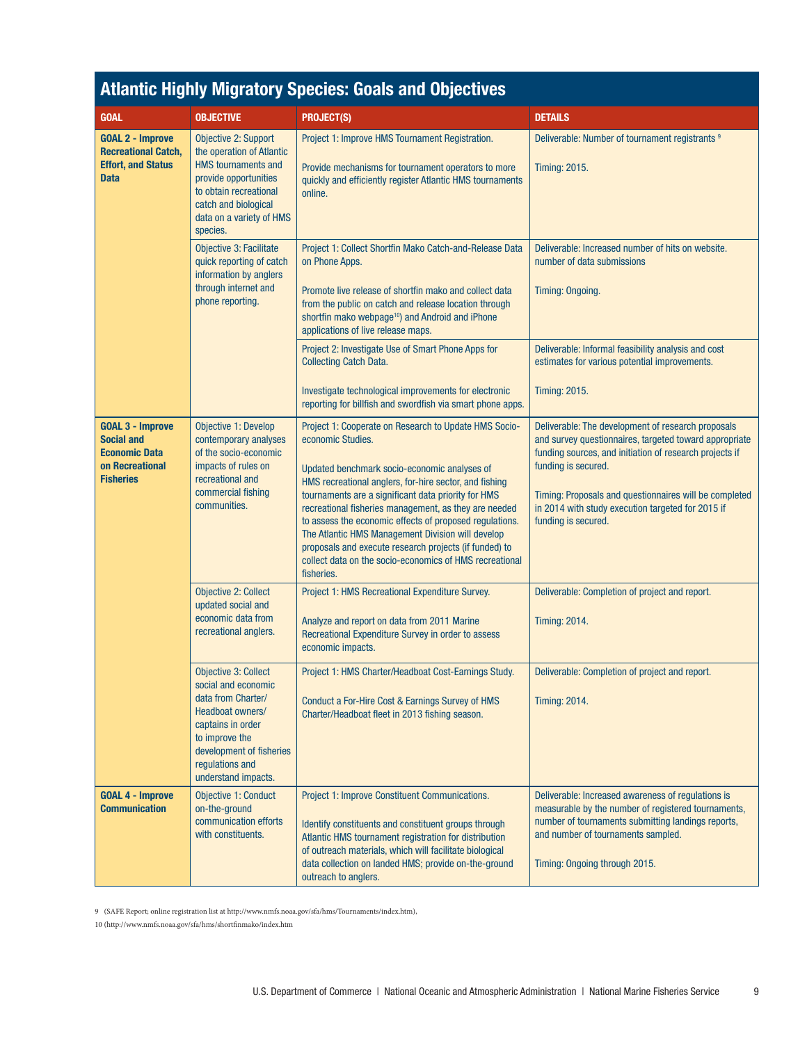## Atlantic Highly Migratory Species: Goals and Objectives

| GOAL | OBJECTIVE | PROJECT(S) | DETAILS |
|---|---|---|---|
| **GOAL 2 - Improve Recreational Catch, Effort, and Status Data** | Objective 2: Support the operation of Atlantic HMS tournaments and provide opportunities to obtain recreational catch and biological data on a variety of HMS species. | Project 1: Improve HMS Tournament Registration.<br><br>Provide mechanisms for tournament operators to more quickly and efficiently register Atlantic HMS tournaments online. | Deliverable: Number of tournament registrants [9]<br><br>Timing: 2015. |
| | Objective 3: Facilitate quick reporting of catch information by anglers through internet and phone reporting. | Project 1: Collect Shortfin Mako Catch-and-Release Data on Phone Apps.<br><br>Promote live release of shortfin mako and collect data from the public on catch and release location through shortfin mako webpage[10]) and Android and iPhone applications of live release maps. | Deliverable: Increased number of hits on website. number of data submissions<br><br>Timing: Ongoing. |
| | | Project 2: Investigate Use of Smart Phone Apps for Collecting Catch Data.<br><br>Investigate technological improvements for electronic reporting for billfish and swordfish via smart phone apps. | Deliverable: Informal feasibility analysis and cost estimates for various potential improvements.<br><br>Timing: 2015. |
| **GOAL 3 - Improve Social and Economic Data on Recreational Fisheries** | Objective 1: Develop contemporary analyses of the socio-economic impacts of rules on recreational and commercial fishing communities. | Project 1: Cooperate on Research to Update HMS Socio-economic Studies.<br><br>Updated benchmark socio-economic analyses of HMS recreational anglers, for-hire sector, and fishing tournaments are a significant data priority for HMS recreational fisheries management, as they are needed to assess the economic effects of proposed regulations. The Atlantic HMS Management Division will develop proposals and execute research projects (if funded) to collect data on the socio-economics of HMS recreational fisheries. | Deliverable: The development of research proposals and survey questionnaires, targeted toward appropriate funding sources, and initiation of research projects if funding is secured.<br><br>Timing: Proposals and questionnaires will be completed in 2014 with study execution targeted for 2015 if funding is secured. |
| | Objective 2: Collect updated social and economic data from recreational anglers. | Project 1: HMS Recreational Expenditure Survey.<br><br>Analyze and report on data from 2011 Marine Recreational Expenditure Survey in order to assess economic impacts. | Deliverable: Completion of project and report.<br><br>Timing: 2014. |
| | Objective 3: Collect social and economic data from Charter/Headboat owners/captains in order to improve the development of fisheries regulations and understand impacts. | Project 1: HMS Charter/Headboat Cost-Earnings Study.<br><br>Conduct a For-Hire Cost & Earnings Survey of HMS Charter/Headboat fleet in 2013 fishing season. | Deliverable: Completion of project and report.<br><br>Timing: 2014. |
| **GOAL 4 - Improve Communication** | Objective 1: Conduct on-the-ground communication efforts with constituents. | Project 1: Improve Constituent Communications.<br><br>Identify constituents and constituent groups through Atlantic HMS tournament registration for distribution of outreach materials, which will facilitate biological data collection on landed HMS; provide on-the-ground outreach to anglers. | Deliverable: Increased awareness of regulations is measurable by the number of registered tournaments, number of tournaments submitting landings reports, and number of tournaments sampled.<br><br>Timing: Ongoing through 2015. |

9 (SAFE Report; online registration list at http://www.nmfs.noaa.gov/sfa/hms/Tournaments/index.htm),

10 (http://www.nmfs.noaa.gov/sfa/hms/shortfinmako/index.htm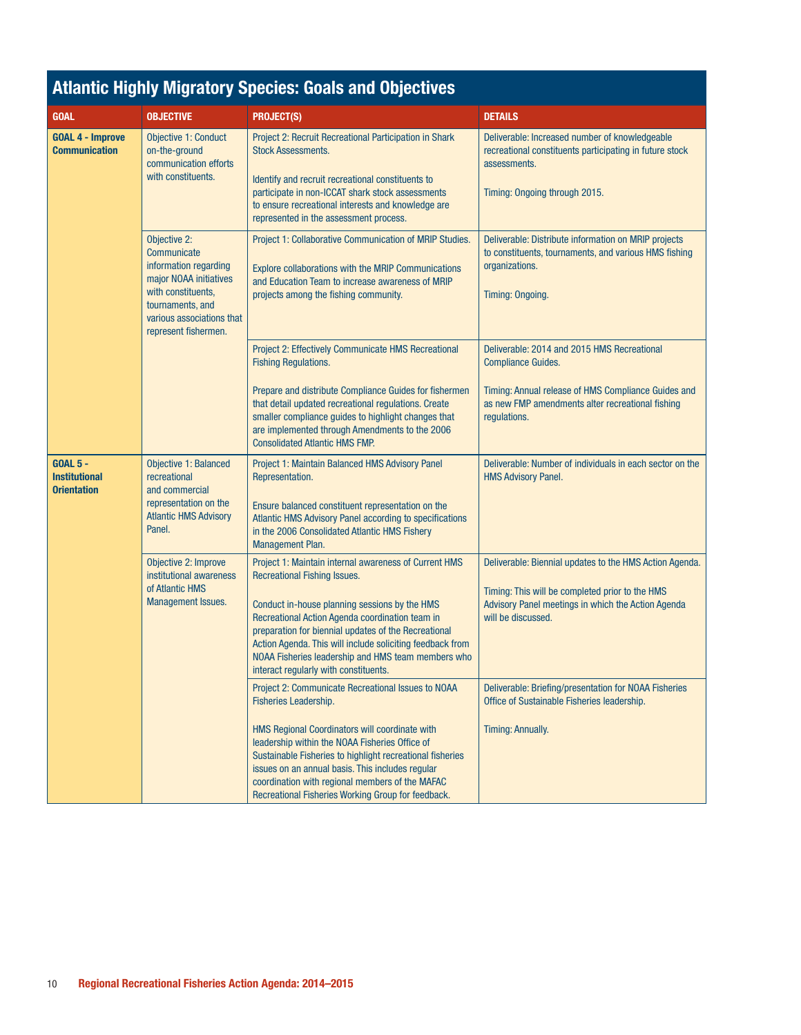## Atlantic Highly Migratory Species: Goals and Objectives

| GOAL | OBJECTIVE | PROJECT(S) | DETAILS |
|---|---|---|---|
| **GOAL 4 - Improve Communication** | Objective 1: Conduct on-the-ground communication efforts with constituents. | Project 2: Recruit Recreational Participation in Shark Stock Assessments.<br><br>Identify and recruit recreational constituents to participate in non-ICCAT shark stock assessments to ensure recreational interests and knowledge are represented in the assessment process. | Deliverable: Increased number of knowledgeable recreational constituents participating in future stock assessments.<br><br>Timing: Ongoing through 2015. |
| | Objective 2: Communicate information regarding major NOAA initiatives with constituents, tournaments, and various associations that represent fishermen. | Project 1: Collaborative Communication of MRIP Studies.<br><br>Explore collaborations with the MRIP Communications and Education Team to increase awareness of MRIP projects among the fishing community. | Deliverable: Distribute information on MRIP projects to constituents, tournaments, and various HMS fishing organizations.<br><br>Timing: Ongoing. |
| | | Project 2: Effectively Communicate HMS Recreational Fishing Regulations.<br><br>Prepare and distribute Compliance Guides for fishermen that detail updated recreational regulations. Create smaller compliance guides to highlight changes that are implemented through Amendments to the 2006 Consolidated Atlantic HMS FMP. | Deliverable: 2014 and 2015 HMS Recreational Compliance Guides.<br><br>Timing: Annual release of HMS Compliance Guides and as new FMP amendments alter recreational fishing regulations. |
| **GOAL 5 - Institutional Orientation** | Objective 1: Balanced recreational and commercial representation on the Atlantic HMS Advisory Panel. | Project 1: Maintain Balanced HMS Advisory Panel Representation.<br><br>Ensure balanced constituent representation on the Atlantic HMS Advisory Panel according to specifications in the 2006 Consolidated Atlantic HMS Fishery Management Plan. | Deliverable: Number of individuals in each sector on the HMS Advisory Panel. |
| | Objective 2: Improve institutional awareness of Atlantic HMS Management Issues. | Project 1: Maintain internal awareness of Current HMS Recreational Fishing Issues.<br><br>Conduct in-house planning sessions by the HMS Recreational Action Agenda coordination team in preparation for biennial updates of the Recreational Action Agenda. This will include soliciting feedback from NOAA Fisheries leadership and HMS team members who interact regularly with constituents. | Deliverable: Biennial updates to the HMS Action Agenda.<br><br>Timing: This will be completed prior to the HMS Advisory Panel meetings in which the Action Agenda will be discussed. |
| | | Project 2: Communicate Recreational Issues to NOAA Fisheries Leadership.<br><br>HMS Regional Coordinators will coordinate with leadership within the NOAA Fisheries Office of Sustainable Fisheries to highlight recreational fisheries issues on an annual basis. This includes regular coordination with regional members of the MAFAC Recreational Fisheries Working Group for feedback. | Deliverable: Briefing/presentation for NOAA Fisheries Office of Sustainable Fisheries leadership.<br><br>Timing: Annually. |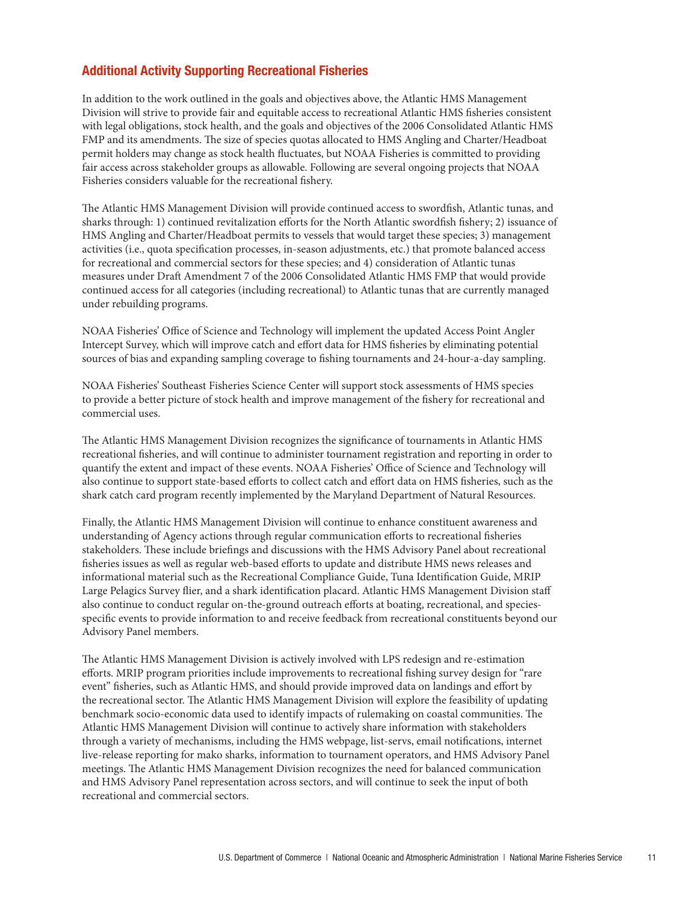## Additional Activity Supporting Recreational Fisheries

In addition to the work outlined in the goals and objectives above, the Atlantic HMS Management Division will strive to provide fair and equitable access to recreational Atlantic HMS fisheries consistent with legal obligations, stock health, and the goals and objectives of the 2006 Consolidated Atlantic HMS FMP and its amendments. The size of species quotas allocated to HMS Angling and Charter/Headboat permit holders may change as stock health fluctuates, but NOAA Fisheries is committed to providing fair access across stakeholder groups as allowable. Following are several ongoing projects that NOAA Fisheries considers valuable for the recreational fishery.

The Atlantic HMS Management Division will provide continued access to swordfish, Atlantic tunas, and sharks through: 1) continued revitalization efforts for the North Atlantic swordfish fishery; 2) issuance of HMS Angling and Charter/Headboat permits to vessels that would target these species; 3) management activities (i.e., quota specification processes, in-season adjustments, etc.) that promote balanced access for recreational and commercial sectors for these species; and 4) consideration of Atlantic tunas measures under Draft Amendment 7 of the 2006 Consolidated Atlantic HMS FMP that would provide continued access for all categories (including recreational) to Atlantic tunas that are currently managed under rebuilding programs.

NOAA Fisheries' Office of Science and Technology will implement the updated Access Point Angler Intercept Survey, which will improve catch and effort data for HMS fisheries by eliminating potential sources of bias and expanding sampling coverage to fishing tournaments and 24-hour-a-day sampling.

NOAA Fisheries' Southeast Fisheries Science Center will support stock assessments of HMS species to provide a better picture of stock health and improve management of the fishery for recreational and commercial uses.

The Atlantic HMS Management Division recognizes the significance of tournaments in Atlantic HMS recreational fisheries, and will continue to administer tournament registration and reporting in order to quantify the extent and impact of these events. NOAA Fisheries' Office of Science and Technology will also continue to support state-based efforts to collect catch and effort data on HMS fisheries, such as the shark catch card program recently implemented by the Maryland Department of Natural Resources.

Finally, the Atlantic HMS Management Division will continue to enhance constituent awareness and understanding of Agency actions through regular communication efforts to recreational fisheries stakeholders. These include briefings and discussions with the HMS Advisory Panel about recreational fisheries issues as well as regular web-based efforts to update and distribute HMS news releases and informational material such as the Recreational Compliance Guide, Tuna Identification Guide, MRIP Large Pelagics Survey flier, and a shark identification placard. Atlantic HMS Management Division staff also continue to conduct regular on-the-ground outreach efforts at boating, recreational, and species-specific events to provide information to and receive feedback from recreational constituents beyond our Advisory Panel members.

The Atlantic HMS Management Division is actively involved with LPS redesign and re-estimation efforts. MRIP program priorities include improvements to recreational fishing survey design for "rare event" fisheries, such as Atlantic HMS, and should provide improved data on landings and effort by the recreational sector. The Atlantic HMS Management Division will explore the feasibility of updating benchmark socio-economic data used to identify impacts of rulemaking on coastal communities. The Atlantic HMS Management Division will continue to actively share information with stakeholders through a variety of mechanisms, including the HMS webpage, list-servs, email notifications, internet live-release reporting for mako sharks, information to tournament operators, and HMS Advisory Panel meetings. The Atlantic HMS Management Division recognizes the need for balanced communication and HMS Advisory Panel representation across sectors, and will continue to seek the input of both recreational and commercial sectors.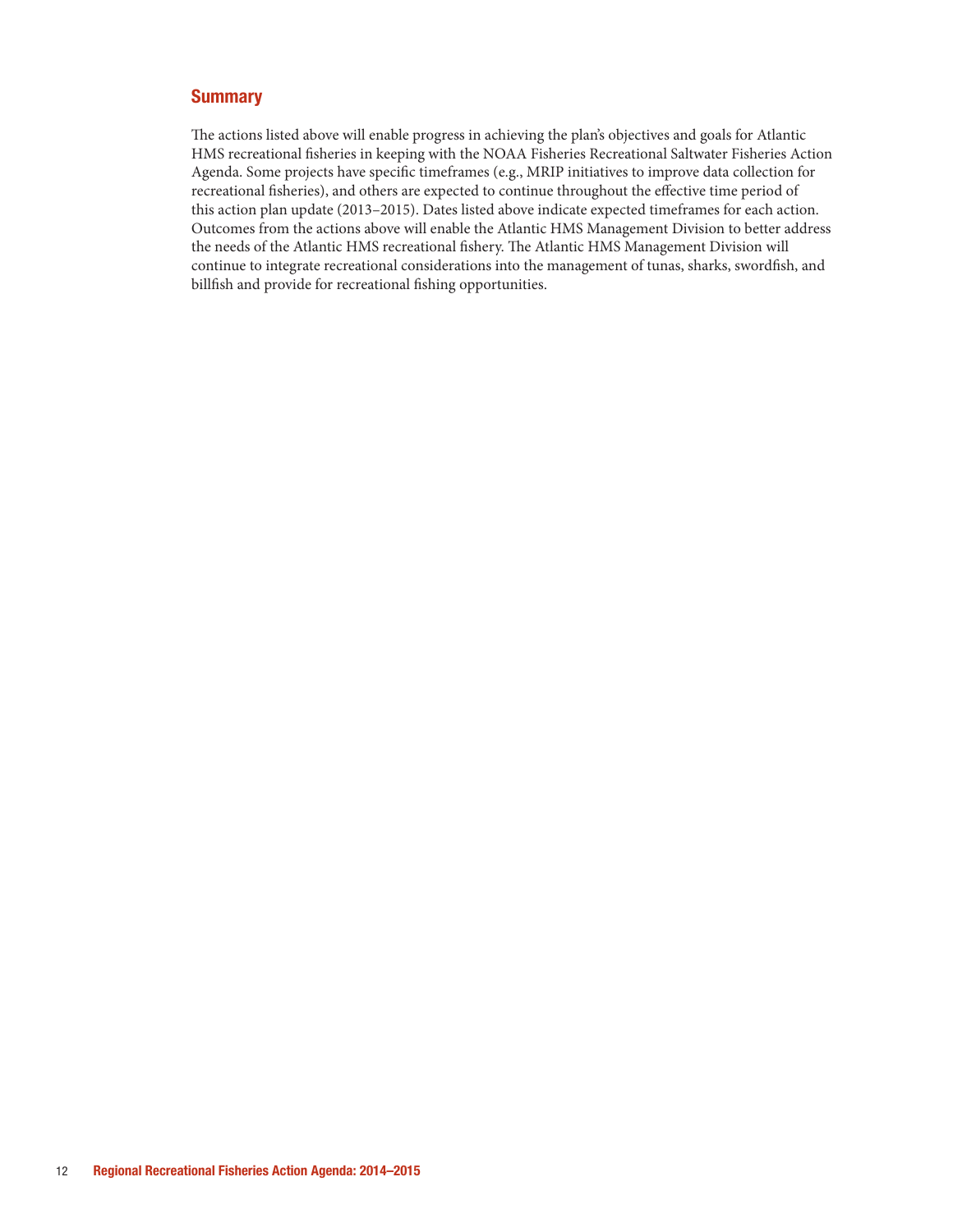## Summary

The actions listed above will enable progress in achieving the plan's objectives and goals for Atlantic HMS recreational fisheries in keeping with the NOAA Fisheries Recreational Saltwater Fisheries Action Agenda. Some projects have specific timeframes (e.g., MRIP initiatives to improve data collection for recreational fisheries), and others are expected to continue throughout the effective time period of this action plan update (2013–2015). Dates listed above indicate expected timeframes for each action. Outcomes from the actions above will enable the Atlantic HMS Management Division to better address the needs of the Atlantic HMS recreational fishery. The Atlantic HMS Management Division will continue to integrate recreational considerations into the management of tunas, sharks, swordfish, and billfish and provide for recreational fishing opportunities.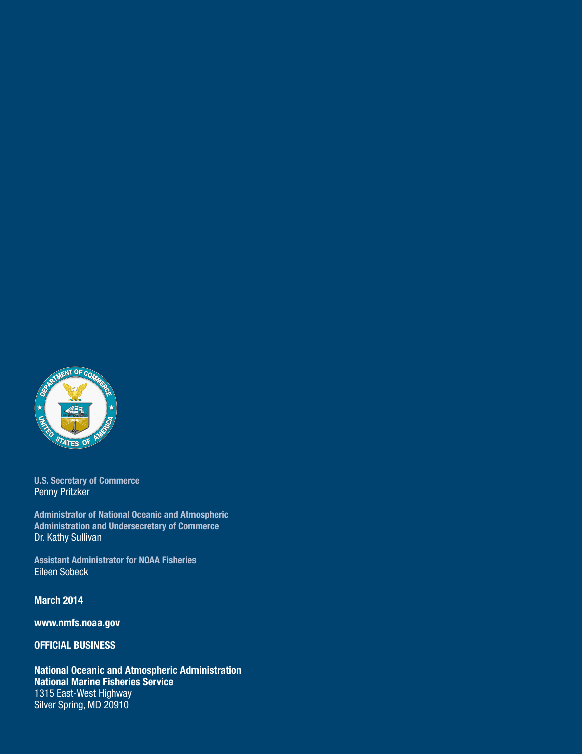**U.S. Secretary of Commerce**
Penny Pritzker

**Administrator of National Oceanic and Atmospheric Administration and Undersecretary of Commerce**
Dr. Kathy Sullivan

**Assistant Administrator for NOAA Fisheries**
Eileen Sobeck

**March 2014**

**www.nmfs.noaa.gov**

**OFFICIAL BUSINESS**

**National Oceanic and Atmospheric Administration**
**National Marine Fisheries Service**
1315 East-West Highway
Silver Spring, MD 20910